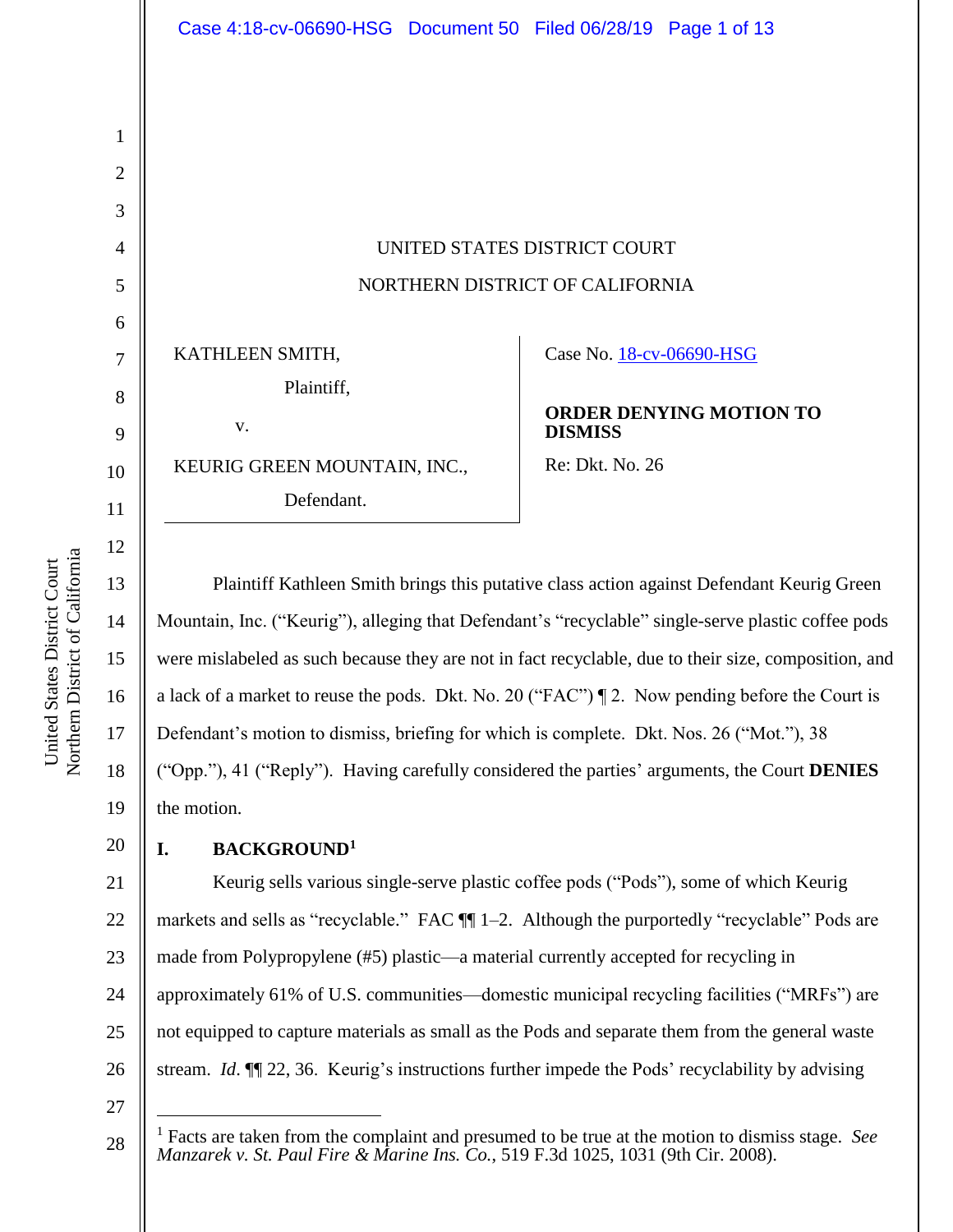UNITED STATES DISTRICT COURT

NORTHERN DISTRICT OF CALIFORNIA

KATHLEEN SMITH,

Plaintiff,

v.

KEURIG GREEN MOUNTAIN, INC.,

Defendant.

Case No. 18-cv-06690-HSG

**ORDER DENYING MOTION TO DISMISS**

Re: Dkt. No. 26

Plaintiff Kathleen Smith brings this putative class action against Defendant Keurig Green Mountain, Inc. ("Keurig"), alleging that Defendant's "recyclable" single-serve plastic coffee pods were mislabeled as such because they are not in fact recyclable, due to their size, composition, and a lack of a market to reuse the pods. Dkt. No. 20 ("FAC") ¶ 2. Now pending before the Court is Defendant's motion to dismiss, briefing for which is complete. Dkt. Nos. 26 ("Mot."), 38 ("Opp."), 41 ("Reply"). Having carefully considered the parties' arguments, the Court **DENIES** the motion.

## I. BACKGROUND[1]

Keurig sells various single-serve plastic coffee pods ("Pods"), some of which Keurig markets and sells as "recyclable." FAC ¶¶ 1–2. Although the purportedly "recyclable" Pods are made from Polypropylene (#5) plastic—a material currently accepted for recycling in approximately 61% of U.S. communities—domestic municipal recycling facilities ("MRFs") are not equipped to capture materials as small as the Pods and separate them from the general waste stream. *Id*. ¶¶ 22, 36. Keurig's instructions further impede the Pods' recyclability by advising

[1] Facts are taken from the complaint and presumed to be true at the motion to dismiss stage. *See Manzarek v. St. Paul Fire & Marine Ins. Co.*, 519 F.3d 1025, 1031 (9th Cir. 2008).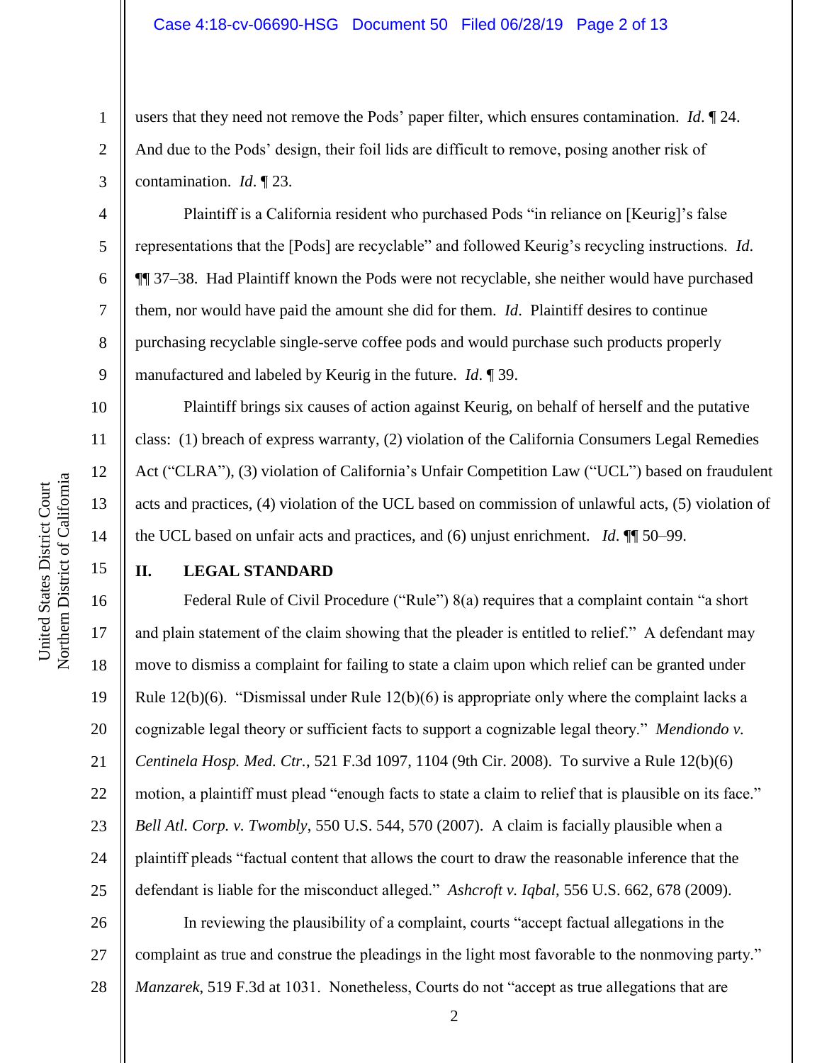users that they need not remove the Pods' paper filter, which ensures contamination. *Id*. ¶ 24. And due to the Pods' design, their foil lids are difficult to remove, posing another risk of contamination. *Id*. ¶ 23.

Plaintiff is a California resident who purchased Pods "in reliance on [Keurig]'s false representations that the [Pods] are recyclable" and followed Keurig's recycling instructions. *Id*. ¶¶ 37–38. Had Plaintiff known the Pods were not recyclable, she neither would have purchased them, nor would have paid the amount she did for them. *Id*. Plaintiff desires to continue purchasing recyclable single-serve coffee pods and would purchase such products properly manufactured and labeled by Keurig in the future. *Id*. ¶ 39.

Plaintiff brings six causes of action against Keurig, on behalf of herself and the putative class: (1) breach of express warranty, (2) violation of the California Consumers Legal Remedies Act ("CLRA"), (3) violation of California's Unfair Competition Law ("UCL") based on fraudulent acts and practices, (4) violation of the UCL based on commission of unlawful acts, (5) violation of the UCL based on unfair acts and practices, and (6) unjust enrichment. *Id*. ¶¶ 50–99.

## II. LEGAL STANDARD

Federal Rule of Civil Procedure ("Rule") 8(a) requires that a complaint contain "a short and plain statement of the claim showing that the pleader is entitled to relief." A defendant may move to dismiss a complaint for failing to state a claim upon which relief can be granted under Rule 12(b)(6). "Dismissal under Rule 12(b)(6) is appropriate only where the complaint lacks a cognizable legal theory or sufficient facts to support a cognizable legal theory." *Mendiondo v. Centinela Hosp. Med. Ctr.*, 521 F.3d 1097, 1104 (9th Cir. 2008). To survive a Rule 12(b)(6) motion, a plaintiff must plead "enough facts to state a claim to relief that is plausible on its face." *Bell Atl. Corp. v. Twombly*, 550 U.S. 544, 570 (2007). A claim is facially plausible when a plaintiff pleads "factual content that allows the court to draw the reasonable inference that the defendant is liable for the misconduct alleged." *Ashcroft v. Iqbal*, 556 U.S. 662, 678 (2009).

In reviewing the plausibility of a complaint, courts "accept factual allegations in the complaint as true and construe the pleadings in the light most favorable to the nonmoving party." *Manzarek*, 519 F.3d at 1031. Nonetheless, Courts do not "accept as true allegations that are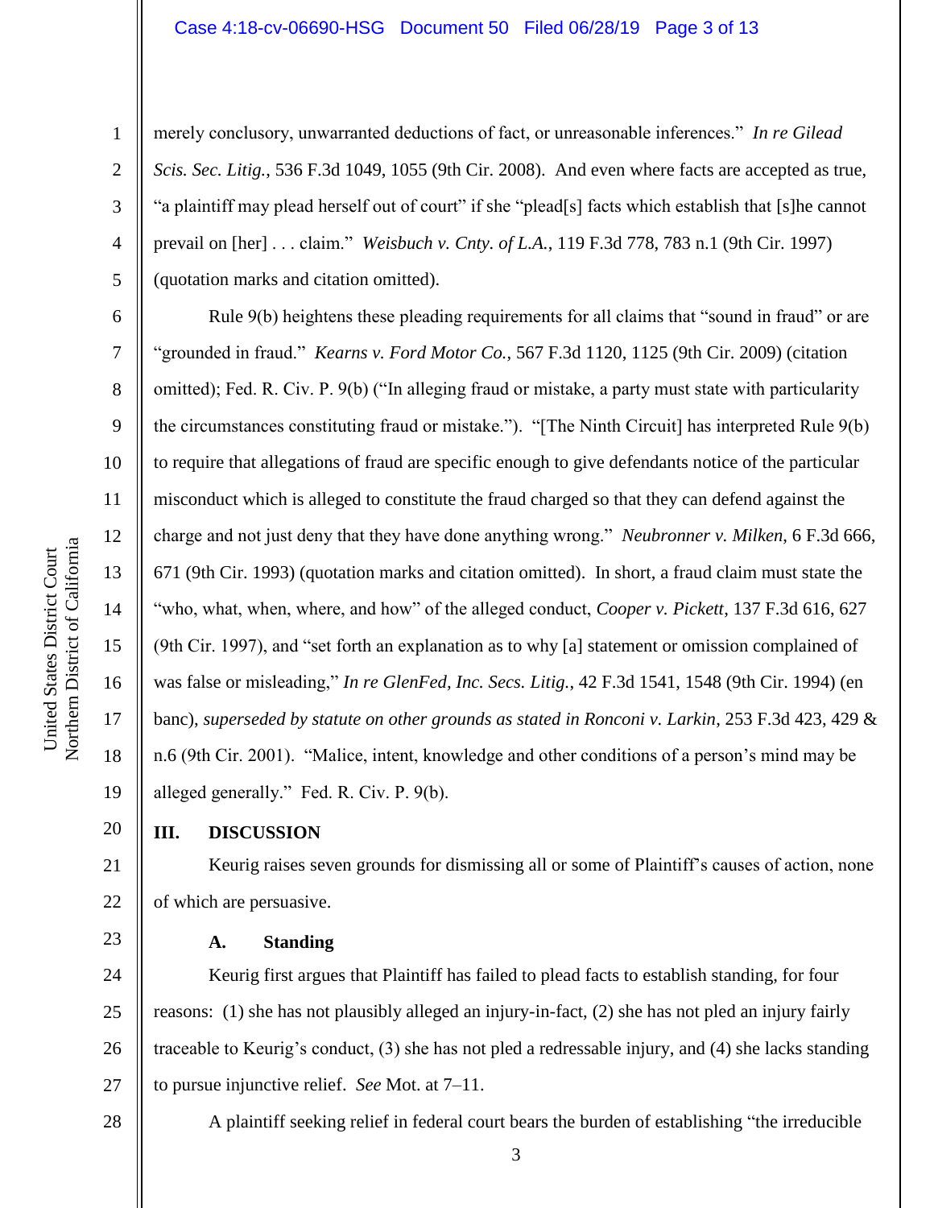merely conclusory, unwarranted deductions of fact, or unreasonable inferences." *In re Gilead Scis. Sec. Litig.*, 536 F.3d 1049, 1055 (9th Cir. 2008). And even where facts are accepted as true, "a plaintiff may plead herself out of court" if she "plead[s] facts which establish that [s]he cannot prevail on [her] . . . claim." *Weisbuch v. Cnty. of L.A.*, 119 F.3d 778, 783 n.1 (9th Cir. 1997) (quotation marks and citation omitted).

Rule 9(b) heightens these pleading requirements for all claims that "sound in fraud" or are "grounded in fraud." *Kearns v. Ford Motor Co.*, 567 F.3d 1120, 1125 (9th Cir. 2009) (citation omitted); Fed. R. Civ. P. 9(b) ("In alleging fraud or mistake, a party must state with particularity the circumstances constituting fraud or mistake."). "[The Ninth Circuit] has interpreted Rule 9(b) to require that allegations of fraud are specific enough to give defendants notice of the particular misconduct which is alleged to constitute the fraud charged so that they can defend against the charge and not just deny that they have done anything wrong." *Neubronner v. Milken*, 6 F.3d 666, 671 (9th Cir. 1993) (quotation marks and citation omitted). In short, a fraud claim must state the "who, what, when, where, and how" of the alleged conduct, *Cooper v. Pickett*, 137 F.3d 616, 627 (9th Cir. 1997), and "set forth an explanation as to why [a] statement or omission complained of was false or misleading," *In re GlenFed, Inc. Secs. Litig.*, 42 F.3d 1541, 1548 (9th Cir. 1994) (en banc), *superseded by statute on other grounds as stated in Ronconi v. Larkin*, 253 F.3d 423, 429 & n.6 (9th Cir. 2001). "Malice, intent, knowledge and other conditions of a person's mind may be alleged generally." Fed. R. Civ. P. 9(b).

## III. DISCUSSION

Keurig raises seven grounds for dismissing all or some of Plaintiff's causes of action, none of which are persuasive.

### A. Standing

Keurig first argues that Plaintiff has failed to plead facts to establish standing, for four reasons: (1) she has not plausibly alleged an injury-in-fact, (2) she has not pled an injury fairly traceable to Keurig's conduct, (3) she has not pled a redressable injury, and (4) she lacks standing to pursue injunctive relief. *See* Mot. at 7–11.

A plaintiff seeking relief in federal court bears the burden of establishing "the irreducible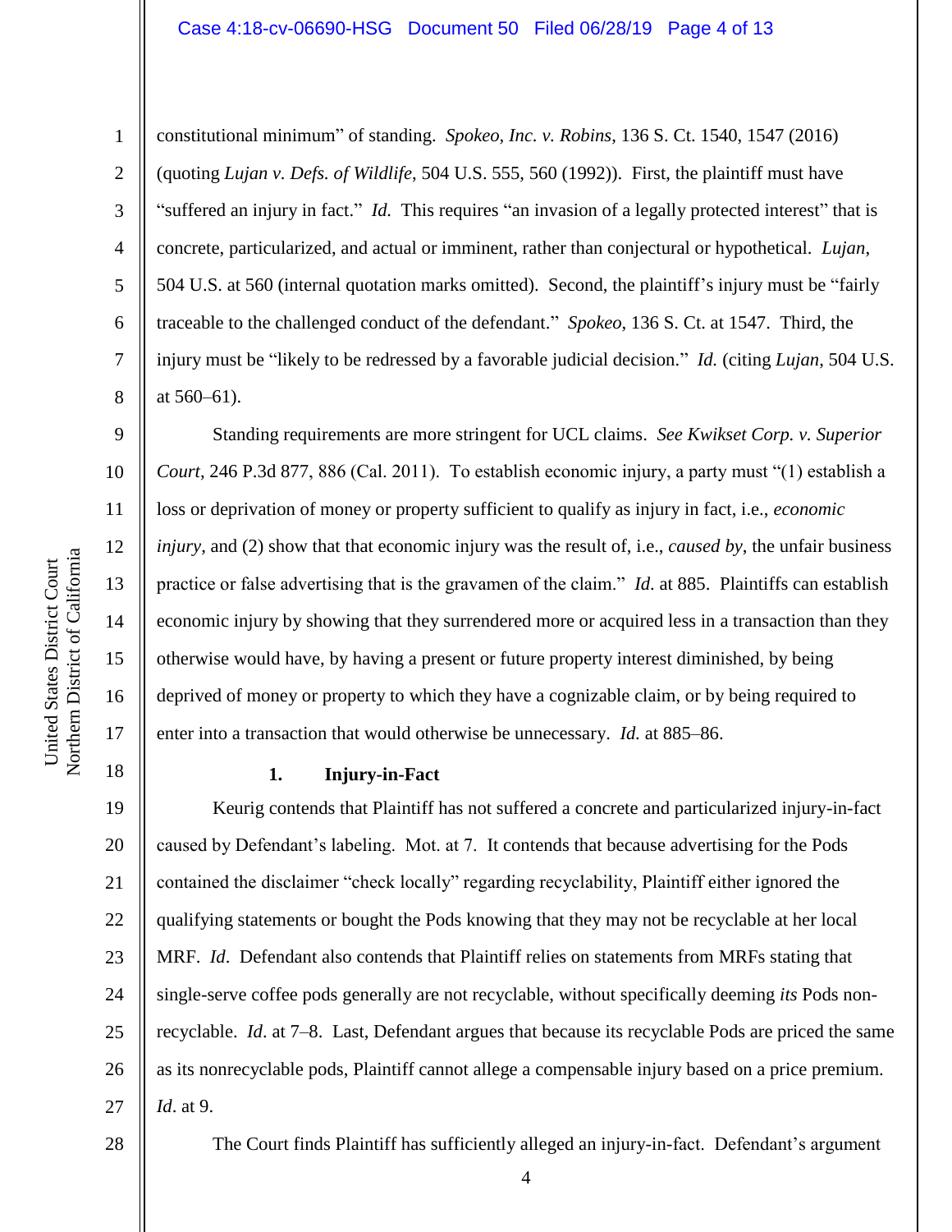constitutional minimum" of standing. *Spokeo, Inc. v. Robins*, 136 S. Ct. 1540, 1547 (2016) (quoting *Lujan v. Defs. of Wildlife*, 504 U.S. 555, 560 (1992)). First, the plaintiff must have "suffered an injury in fact." *Id.* This requires "an invasion of a legally protected interest" that is concrete, particularized, and actual or imminent, rather than conjectural or hypothetical. *Lujan*, 504 U.S. at 560 (internal quotation marks omitted). Second, the plaintiff's injury must be "fairly traceable to the challenged conduct of the defendant." *Spokeo*, 136 S. Ct. at 1547. Third, the injury must be "likely to be redressed by a favorable judicial decision." *Id.* (citing *Lujan*, 504 U.S. at 560–61).

Standing requirements are more stringent for UCL claims. *See Kwikset Corp. v. Superior Court*, 246 P.3d 877, 886 (Cal. 2011). To establish economic injury, a party must "(1) establish a loss or deprivation of money or property sufficient to qualify as injury in fact, i.e., *economic injury*, and (2) show that that economic injury was the result of, i.e., *caused by*, the unfair business practice or false advertising that is the gravamen of the claim." *Id*. at 885. Plaintiffs can establish economic injury by showing that they surrendered more or acquired less in a transaction than they otherwise would have, by having a present or future property interest diminished, by being deprived of money or property to which they have a cognizable claim, or by being required to enter into a transaction that would otherwise be unnecessary. *Id.* at 885–86.

**1. Injury-in-Fact**

Keurig contends that Plaintiff has not suffered a concrete and particularized injury-in-fact caused by Defendant's labeling. Mot. at 7. It contends that because advertising for the Pods contained the disclaimer "check locally" regarding recyclability, Plaintiff either ignored the qualifying statements or bought the Pods knowing that they may not be recyclable at her local MRF. *Id*. Defendant also contends that Plaintiff relies on statements from MRFs stating that single-serve coffee pods generally are not recyclable, without specifically deeming *its* Pods non-recyclable. *Id*. at 7–8. Last, Defendant argues that because its recyclable Pods are priced the same as its nonrecyclable pods, Plaintiff cannot allege a compensable injury based on a price premium. *Id*. at 9.

The Court finds Plaintiff has sufficiently alleged an injury-in-fact. Defendant's argument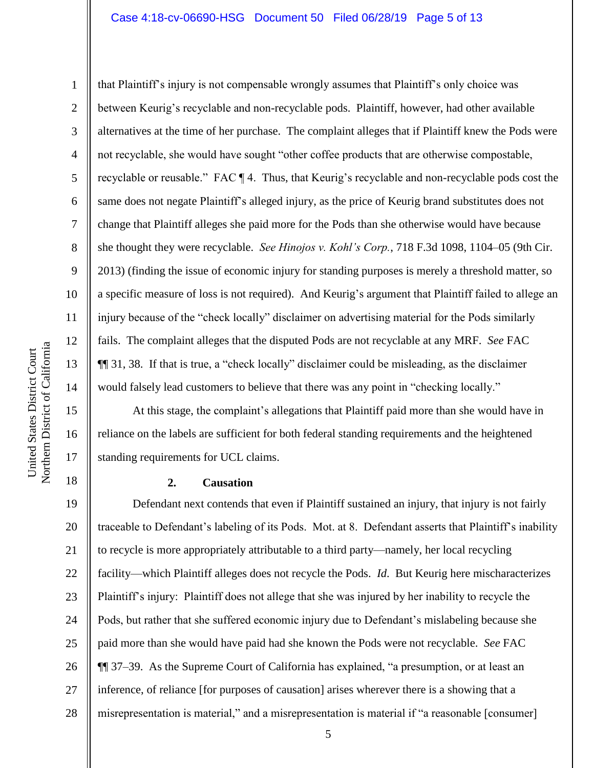that Plaintiff's injury is not compensable wrongly assumes that Plaintiff's only choice was between Keurig's recyclable and non-recyclable pods. Plaintiff, however, had other available alternatives at the time of her purchase. The complaint alleges that if Plaintiff knew the Pods were not recyclable, she would have sought "other coffee products that are otherwise compostable, recyclable or reusable." FAC ¶ 4. Thus, that Keurig's recyclable and non-recyclable pods cost the same does not negate Plaintiff's alleged injury, as the price of Keurig brand substitutes does not change that Plaintiff alleges she paid more for the Pods than she otherwise would have because she thought they were recyclable. *See Hinojos v. Kohl's Corp.*, 718 F.3d 1098, 1104–05 (9th Cir. 2013) (finding the issue of economic injury for standing purposes is merely a threshold matter, so a specific measure of loss is not required). And Keurig's argument that Plaintiff failed to allege an injury because of the "check locally" disclaimer on advertising material for the Pods similarly fails. The complaint alleges that the disputed Pods are not recyclable at any MRF. *See* FAC ¶¶ 31, 38. If that is true, a "check locally" disclaimer could be misleading, as the disclaimer would falsely lead customers to believe that there was any point in "checking locally."

At this stage, the complaint's allegations that Plaintiff paid more than she would have in reliance on the labels are sufficient for both federal standing requirements and the heightened standing requirements for UCL claims.

**2. Causation**

Defendant next contends that even if Plaintiff sustained an injury, that injury is not fairly traceable to Defendant's labeling of its Pods. Mot. at 8. Defendant asserts that Plaintiff's inability to recycle is more appropriately attributable to a third party—namely, her local recycling facility—which Plaintiff alleges does not recycle the Pods. *Id.* But Keurig here mischaracterizes Plaintiff's injury: Plaintiff does not allege that she was injured by her inability to recycle the Pods, but rather that she suffered economic injury due to Defendant's mislabeling because she paid more than she would have paid had she known the Pods were not recyclable. *See* FAC ¶¶ 37–39. As the Supreme Court of California has explained, "a presumption, or at least an inference, of reliance [for purposes of causation] arises wherever there is a showing that a misrepresentation is material," and a misrepresentation is material if "a reasonable [consumer]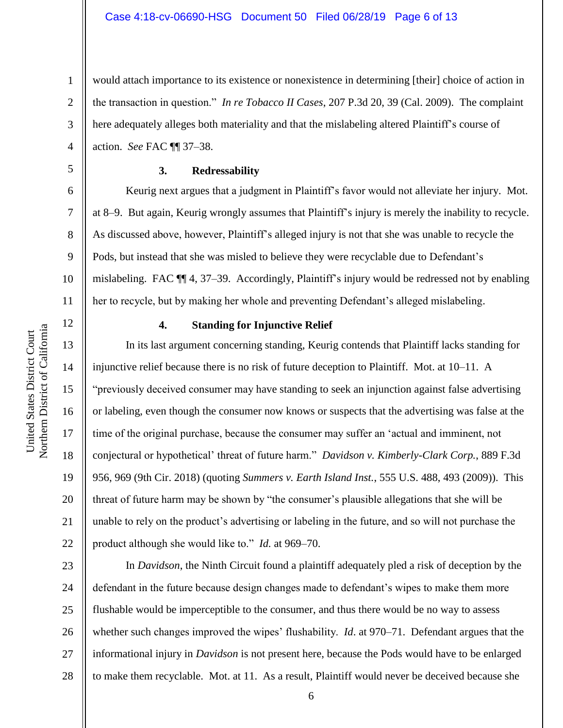would attach importance to its existence or nonexistence in determining [their] choice of action in the transaction in question." *In re Tobacco II Cases*, 207 P.3d 20, 39 (Cal. 2009). The complaint here adequately alleges both materiality and that the mislabeling altered Plaintiff's course of action. *See* FAC ¶¶ 37–38.

**3. Redressability**

Keurig next argues that a judgment in Plaintiff's favor would not alleviate her injury. Mot. at 8–9. But again, Keurig wrongly assumes that Plaintiff's injury is merely the inability to recycle. As discussed above, however, Plaintiff's alleged injury is not that she was unable to recycle the Pods, but instead that she was misled to believe they were recyclable due to Defendant's mislabeling. FAC ¶¶ 4, 37–39. Accordingly, Plaintiff's injury would be redressed not by enabling her to recycle, but by making her whole and preventing Defendant's alleged mislabeling.

**4. Standing for Injunctive Relief**

In its last argument concerning standing, Keurig contends that Plaintiff lacks standing for injunctive relief because there is no risk of future deception to Plaintiff. Mot. at 10–11. A "previously deceived consumer may have standing to seek an injunction against false advertising or labeling, even though the consumer now knows or suspects that the advertising was false at the time of the original purchase, because the consumer may suffer an 'actual and imminent, not conjectural or hypothetical' threat of future harm." *Davidson v. Kimberly-Clark Corp.*, 889 F.3d 956, 969 (9th Cir. 2018) (quoting *Summers v. Earth Island Inst.*, 555 U.S. 488, 493 (2009)). This threat of future harm may be shown by "the consumer's plausible allegations that she will be unable to rely on the product's advertising or labeling in the future, and so will not purchase the product although she would like to." *Id.* at 969–70.

In *Davidson*, the Ninth Circuit found a plaintiff adequately pled a risk of deception by the defendant in the future because design changes made to defendant's wipes to make them more flushable would be imperceptible to the consumer, and thus there would be no way to assess whether such changes improved the wipes' flushability. *Id*. at 970–71. Defendant argues that the informational injury in *Davidson* is not present here, because the Pods would have to be enlarged to make them recyclable. Mot. at 11. As a result, Plaintiff would never be deceived because she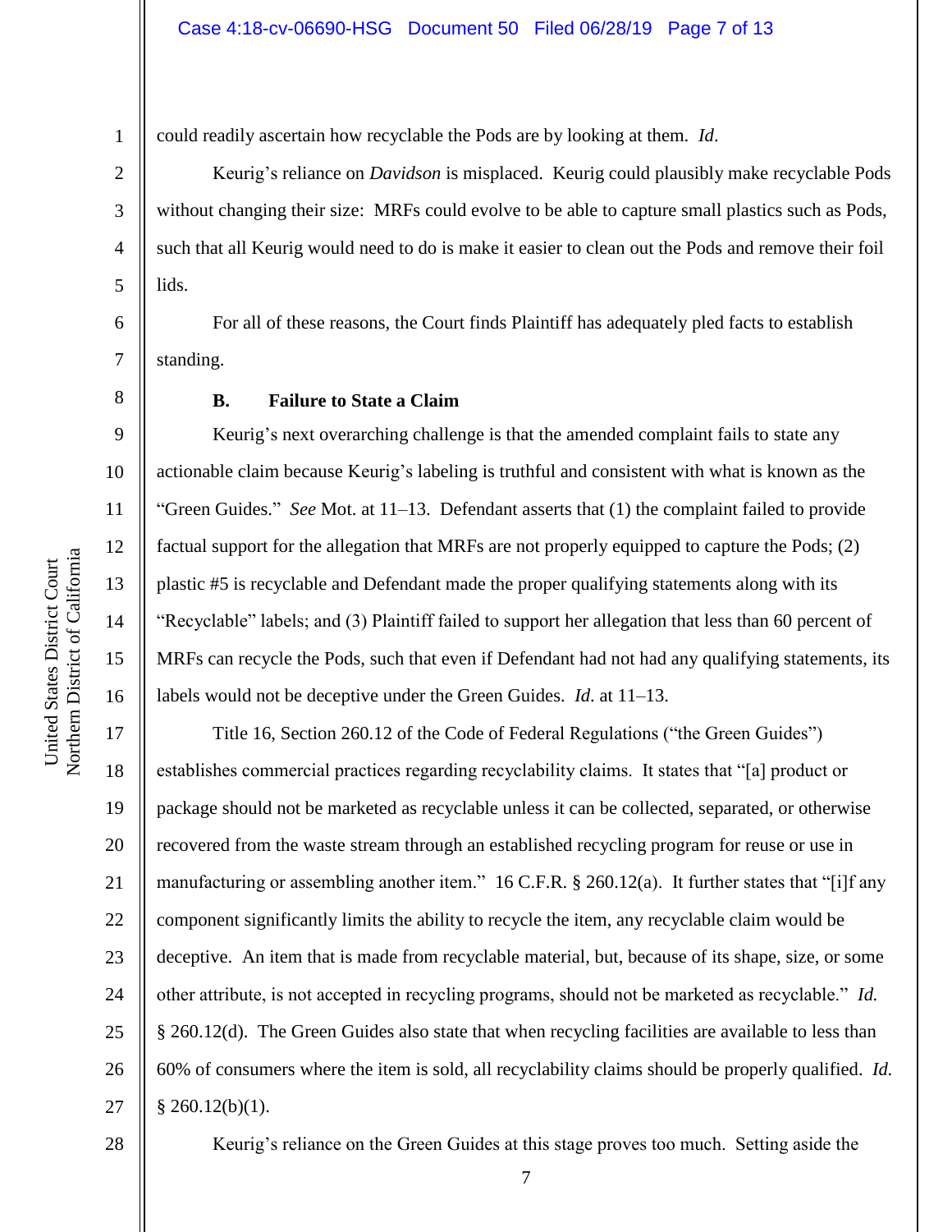could readily ascertain how recyclable the Pods are by looking at them. *Id*.

Keurig's reliance on *Davidson* is misplaced. Keurig could plausibly make recyclable Pods without changing their size: MRFs could evolve to be able to capture small plastics such as Pods, such that all Keurig would need to do is make it easier to clean out the Pods and remove their foil lids.

For all of these reasons, the Court finds Plaintiff has adequately pled facts to establish standing.

### B. Failure to State a Claim

Keurig's next overarching challenge is that the amended complaint fails to state any actionable claim because Keurig's labeling is truthful and consistent with what is known as the "Green Guides." *See* Mot. at 11–13. Defendant asserts that (1) the complaint failed to provide factual support for the allegation that MRFs are not properly equipped to capture the Pods; (2) plastic #5 is recyclable and Defendant made the proper qualifying statements along with its "Recyclable" labels; and (3) Plaintiff failed to support her allegation that less than 60 percent of MRFs can recycle the Pods, such that even if Defendant had not had any qualifying statements, its labels would not be deceptive under the Green Guides. *Id*. at 11–13.

Title 16, Section 260.12 of the Code of Federal Regulations ("the Green Guides") establishes commercial practices regarding recyclability claims. It states that "[a] product or package should not be marketed as recyclable unless it can be collected, separated, or otherwise recovered from the waste stream through an established recycling program for reuse or use in manufacturing or assembling another item." 16 C.F.R. § 260.12(a). It further states that "[i]f any component significantly limits the ability to recycle the item, any recyclable claim would be deceptive. An item that is made from recyclable material, but, because of its shape, size, or some other attribute, is not accepted in recycling programs, should not be marketed as recyclable." *Id.* § 260.12(d). The Green Guides also state that when recycling facilities are available to less than 60% of consumers where the item is sold, all recyclability claims should be properly qualified. *Id.* § 260.12(b)(1).

Keurig's reliance on the Green Guides at this stage proves too much. Setting aside the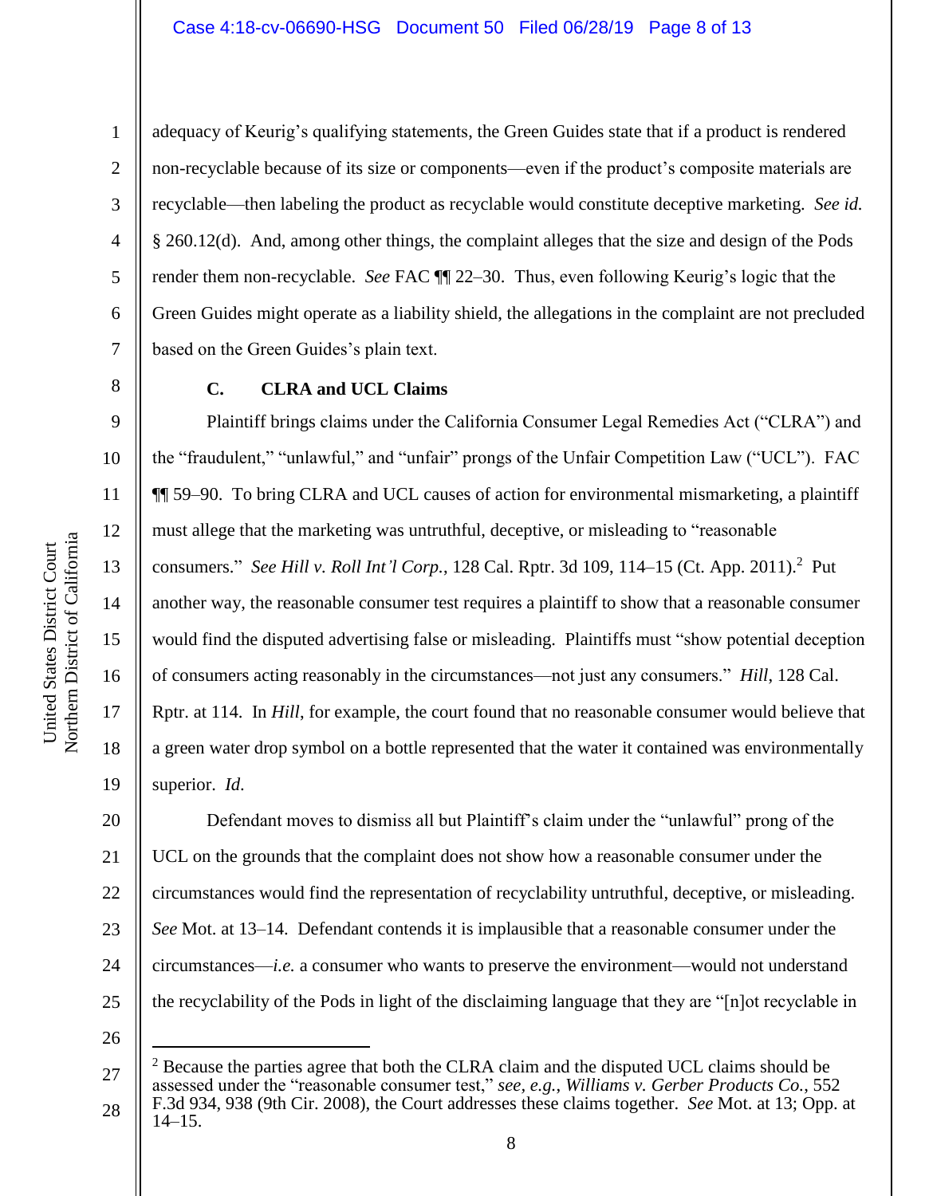adequacy of Keurig's qualifying statements, the Green Guides state that if a product is rendered non-recyclable because of its size or components—even if the product's composite materials are recyclable—then labeling the product as recyclable would constitute deceptive marketing. *See id.* § 260.12(d). And, among other things, the complaint alleges that the size and design of the Pods render them non-recyclable. *See* FAC ¶¶ 22–30. Thus, even following Keurig's logic that the Green Guides might operate as a liability shield, the allegations in the complaint are not precluded based on the Green Guides's plain text.

### C. CLRA and UCL Claims

Plaintiff brings claims under the California Consumer Legal Remedies Act ("CLRA") and the "fraudulent," "unlawful," and "unfair" prongs of the Unfair Competition Law ("UCL"). FAC ¶¶ 59–90. To bring CLRA and UCL causes of action for environmental mismarketing, a plaintiff must allege that the marketing was untruthful, deceptive, or misleading to "reasonable consumers." *See Hill v. Roll Int'l Corp.*, 128 Cal. Rptr. 3d 109, 114–15 (Ct. App. 2011).[2] Put another way, the reasonable consumer test requires a plaintiff to show that a reasonable consumer would find the disputed advertising false or misleading. Plaintiffs must "show potential deception of consumers acting reasonably in the circumstances—not just any consumers." *Hill*, 128 Cal. Rptr. at 114. In *Hill*, for example, the court found that no reasonable consumer would believe that a green water drop symbol on a bottle represented that the water it contained was environmentally superior. *Id.*

Defendant moves to dismiss all but Plaintiff's claim under the "unlawful" prong of the UCL on the grounds that the complaint does not show how a reasonable consumer under the circumstances would find the representation of recyclability untruthful, deceptive, or misleading. *See* Mot. at 13–14. Defendant contends it is implausible that a reasonable consumer under the circumstances—*i.e.* a consumer who wants to preserve the environment—would not understand the recyclability of the Pods in light of the disclaiming language that they are "[n]ot recyclable in

---

[2] Because the parties agree that both the CLRA claim and the disputed UCL claims should be assessed under the "reasonable consumer test," *see, e.g., Williams v. Gerber Products Co.*, 552 F.3d 934, 938 (9th Cir. 2008), the Court addresses these claims together. *See* Mot. at 13; Opp. at 14–15.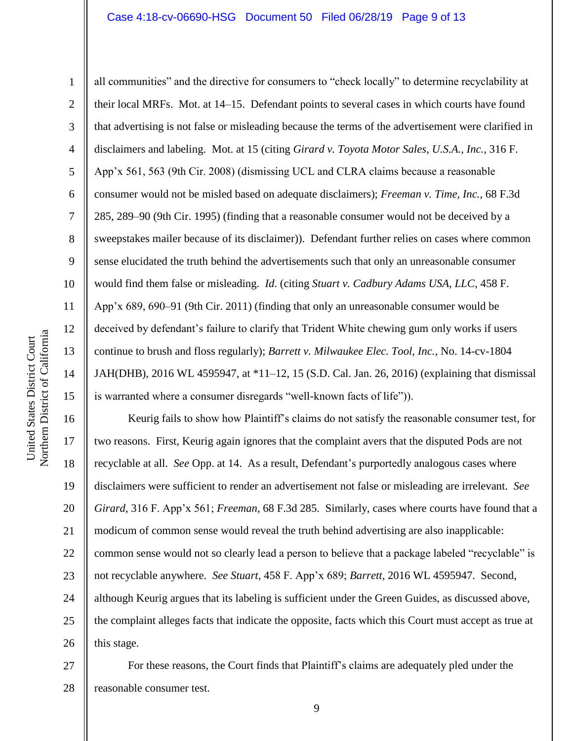all communities" and the directive for consumers to "check locally" to determine recyclability at their local MRFs. Mot. at 14–15. Defendant points to several cases in which courts have found that advertising is not false or misleading because the terms of the advertisement were clarified in disclaimers and labeling. Mot. at 15 (citing *Girard v. Toyota Motor Sales, U.S.A., Inc.*, 316 F. App'x 561, 563 (9th Cir. 2008) (dismissing UCL and CLRA claims because a reasonable consumer would not be misled based on adequate disclaimers); *Freeman v. Time, Inc.*, 68 F.3d 285, 289–90 (9th Cir. 1995) (finding that a reasonable consumer would not be deceived by a sweepstakes mailer because of its disclaimer)). Defendant further relies on cases where common sense elucidated the truth behind the advertisements such that only an unreasonable consumer would find them false or misleading. *Id*. (citing *Stuart v. Cadbury Adams USA, LLC*, 458 F. App'x 689, 690–91 (9th Cir. 2011) (finding that only an unreasonable consumer would be deceived by defendant's failure to clarify that Trident White chewing gum only works if users continue to brush and floss regularly); *Barrett v. Milwaukee Elec. Tool, Inc.*, No. 14-cv-1804 JAH(DHB), 2016 WL 4595947, at *11–12, 15 (S.D. Cal. Jan. 26, 2016) (explaining that dismissal is warranted where a consumer disregards "well-known facts of life")).

Keurig fails to show how Plaintiff's claims do not satisfy the reasonable consumer test, for two reasons. First, Keurig again ignores that the complaint avers that the disputed Pods are not recyclable at all. *See* Opp. at 14. As a result, Defendant's purportedly analogous cases where disclaimers were sufficient to render an advertisement not false or misleading are irrelevant. *See Girard*, 316 F. App'x 561; *Freeman*, 68 F.3d 285. Similarly, cases where courts have found that a modicum of common sense would reveal the truth behind advertising are also inapplicable: common sense would not so clearly lead a person to believe that a package labeled "recyclable" is not recyclable anywhere. *See Stuart*, 458 F. App'x 689; *Barrett*, 2016 WL 4595947. Second, although Keurig argues that its labeling is sufficient under the Green Guides, as discussed above, the complaint alleges facts that indicate the opposite, facts which this Court must accept as true at this stage.

For these reasons, the Court finds that Plaintiff's claims are adequately pled under the reasonable consumer test.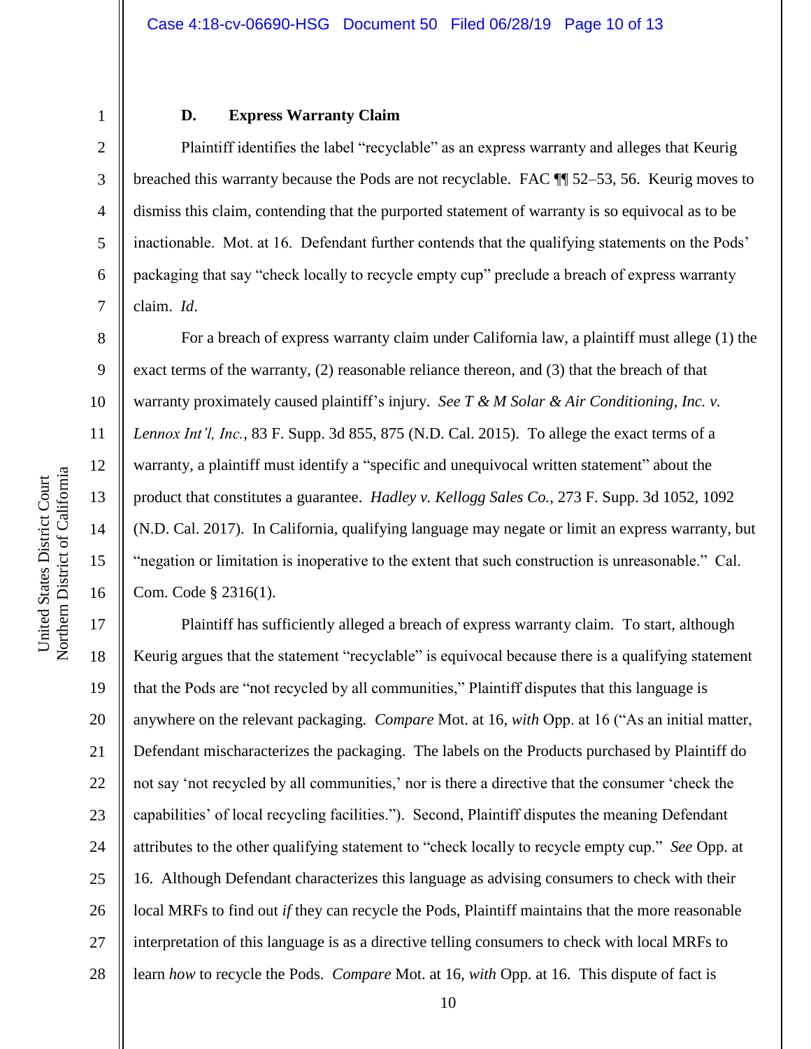### D. Express Warranty Claim

Plaintiff identifies the label "recyclable" as an express warranty and alleges that Keurig breached this warranty because the Pods are not recyclable. FAC ¶¶ 52–53, 56. Keurig moves to dismiss this claim, contending that the purported statement of warranty is so equivocal as to be inactionable. Mot. at 16. Defendant further contends that the qualifying statements on the Pods' packaging that say "check locally to recycle empty cup" preclude a breach of express warranty claim. *Id*.

For a breach of express warranty claim under California law, a plaintiff must allege (1) the exact terms of the warranty, (2) reasonable reliance thereon, and (3) that the breach of that warranty proximately caused plaintiff's injury. *See T & M Solar & Air Conditioning, Inc. v. Lennox Int'l, Inc.*, 83 F. Supp. 3d 855, 875 (N.D. Cal. 2015). To allege the exact terms of a warranty, a plaintiff must identify a "specific and unequivocal written statement" about the product that constitutes a guarantee. *Hadley v. Kellogg Sales Co.*, 273 F. Supp. 3d 1052, 1092 (N.D. Cal. 2017). In California, qualifying language may negate or limit an express warranty, but "negation or limitation is inoperative to the extent that such construction is unreasonable." Cal. Com. Code § 2316(1).

Plaintiff has sufficiently alleged a breach of express warranty claim. To start, although Keurig argues that the statement "recyclable" is equivocal because there is a qualifying statement that the Pods are "not recycled by all communities," Plaintiff disputes that this language is anywhere on the relevant packaging. *Compare* Mot. at 16, *with* Opp. at 16 ("As an initial matter, Defendant mischaracterizes the packaging. The labels on the Products purchased by Plaintiff do not say 'not recycled by all communities,' nor is there a directive that the consumer 'check the capabilities' of local recycling facilities."). Second, Plaintiff disputes the meaning Defendant attributes to the other qualifying statement to "check locally to recycle empty cup." *See* Opp. at 16. Although Defendant characterizes this language as advising consumers to check with their local MRFs to find out *if* they can recycle the Pods, Plaintiff maintains that the more reasonable interpretation of this language is as a directive telling consumers to check with local MRFs to learn *how* to recycle the Pods. *Compare* Mot. at 16, *with* Opp. at 16. This dispute of fact is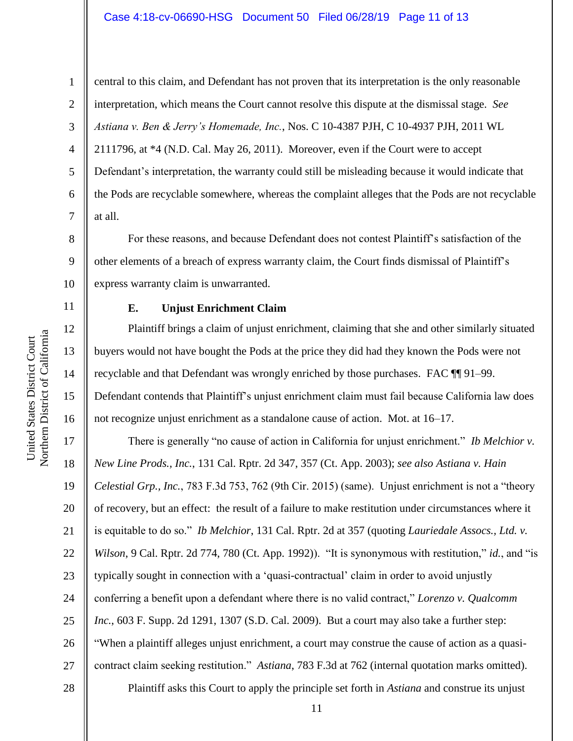central to this claim, and Defendant has not proven that its interpretation is the only reasonable interpretation, which means the Court cannot resolve this dispute at the dismissal stage. *See Astiana v. Ben & Jerry's Homemade, Inc.*, Nos. C 10-4387 PJH, C 10-4937 PJH, 2011 WL 2111796, at *4 (N.D. Cal. May 26, 2011). Moreover, even if the Court were to accept Defendant's interpretation, the warranty could still be misleading because it would indicate that the Pods are recyclable somewhere, whereas the complaint alleges that the Pods are not recyclable at all.

For these reasons, and because Defendant does not contest Plaintiff's satisfaction of the other elements of a breach of express warranty claim, the Court finds dismissal of Plaintiff's express warranty claim is unwarranted.

**E. Unjust Enrichment Claim**

Plaintiff brings a claim of unjust enrichment, claiming that she and other similarly situated buyers would not have bought the Pods at the price they did had they known the Pods were not recyclable and that Defendant was wrongly enriched by those purchases. FAC ¶¶ 91–99. Defendant contends that Plaintiff's unjust enrichment claim must fail because California law does not recognize unjust enrichment as a standalone cause of action. Mot. at 16–17.

There is generally "no cause of action in California for unjust enrichment." *Ib Melchior v. New Line Prods., Inc.*, 131 Cal. Rptr. 2d 347, 357 (Ct. App. 2003); *see also Astiana v. Hain Celestial Grp., Inc.*, 783 F.3d 753, 762 (9th Cir. 2015) (same). Unjust enrichment is not a "theory of recovery, but an effect: the result of a failure to make restitution under circumstances where it is equitable to do so." *Ib Melchior*, 131 Cal. Rptr. 2d at 357 (quoting *Lauriedale Assocs., Ltd. v. Wilson*, 9 Cal. Rptr. 2d 774, 780 (Ct. App. 1992)). "It is synonymous with restitution," *id.*, and "is typically sought in connection with a 'quasi-contractual' claim in order to avoid unjustly conferring a benefit upon a defendant where there is no valid contract," *Lorenzo v. Qualcomm Inc.*, 603 F. Supp. 2d 1291, 1307 (S.D. Cal. 2009). But a court may also take a further step: "When a plaintiff alleges unjust enrichment, a court may construe the cause of action as a quasi-contract claim seeking restitution." *Astiana*, 783 F.3d at 762 (internal quotation marks omitted).

Plaintiff asks this Court to apply the principle set forth in *Astiana* and construe its unjust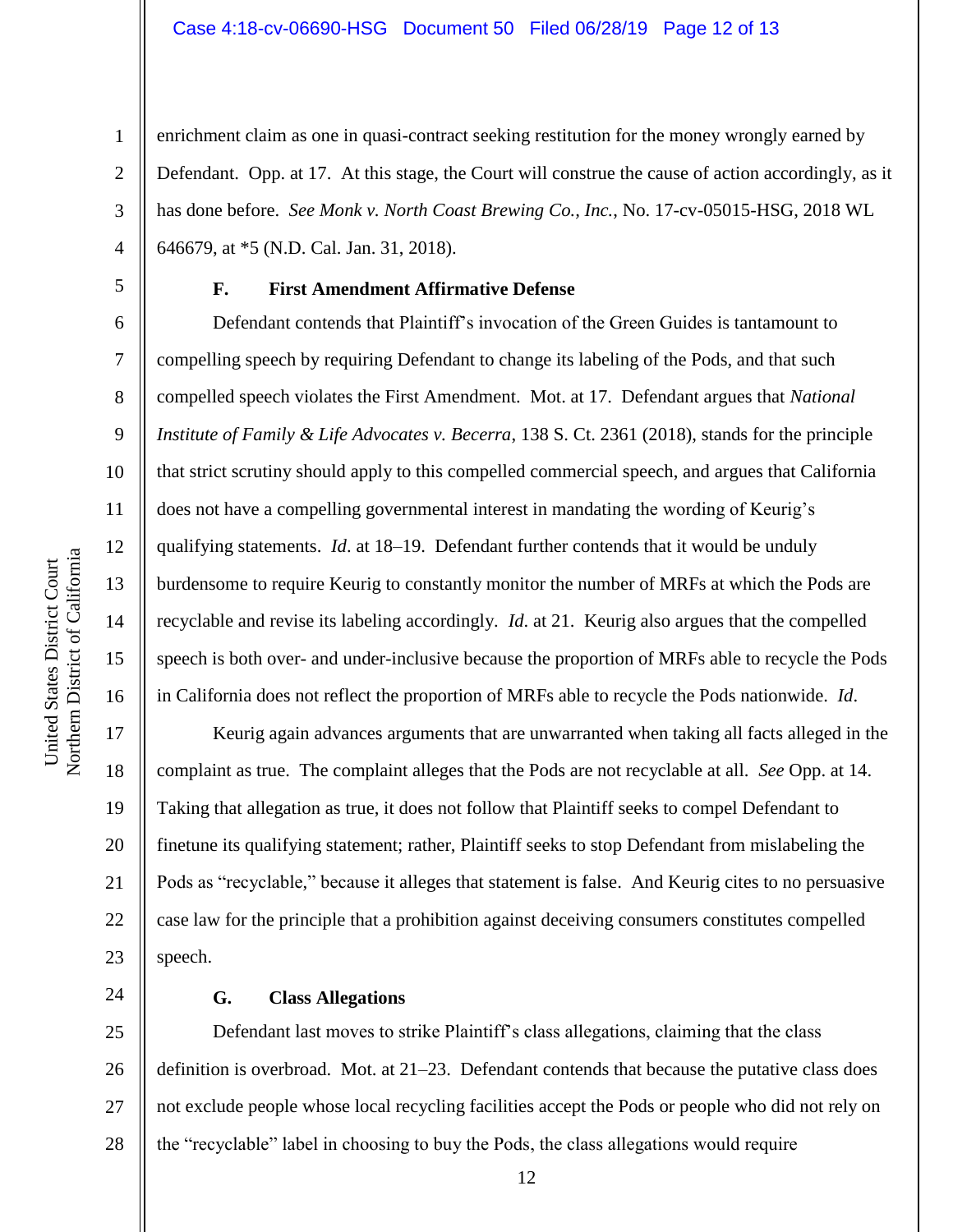enrichment claim as one in quasi-contract seeking restitution for the money wrongly earned by Defendant. Opp. at 17. At this stage, the Court will construe the cause of action accordingly, as it has done before. *See Monk v. North Coast Brewing Co., Inc.*, No. 17-cv-05015-HSG, 2018 WL 646679, at *5 (N.D. Cal. Jan. 31, 2018).

### F. First Amendment Affirmative Defense

Defendant contends that Plaintiff's invocation of the Green Guides is tantamount to compelling speech by requiring Defendant to change its labeling of the Pods, and that such compelled speech violates the First Amendment. Mot. at 17. Defendant argues that *National Institute of Family & Life Advocates v. Becerra*, 138 S. Ct. 2361 (2018), stands for the principle that strict scrutiny should apply to this compelled commercial speech, and argues that California does not have a compelling governmental interest in mandating the wording of Keurig's qualifying statements. *Id.* at 18–19. Defendant further contends that it would be unduly burdensome to require Keurig to constantly monitor the number of MRFs at which the Pods are recyclable and revise its labeling accordingly. *Id.* at 21. Keurig also argues that the compelled speech is both over- and under-inclusive because the proportion of MRFs able to recycle the Pods in California does not reflect the proportion of MRFs able to recycle the Pods nationwide. *Id.*

Keurig again advances arguments that are unwarranted when taking all facts alleged in the complaint as true. The complaint alleges that the Pods are not recyclable at all. *See* Opp. at 14. Taking that allegation as true, it does not follow that Plaintiff seeks to compel Defendant to finetune its qualifying statement; rather, Plaintiff seeks to stop Defendant from mislabeling the Pods as "recyclable," because it alleges that statement is false. And Keurig cites to no persuasive case law for the principle that a prohibition against deceiving consumers constitutes compelled speech.

### G. Class Allegations

Defendant last moves to strike Plaintiff's class allegations, claiming that the class definition is overbroad. Mot. at 21–23. Defendant contends that because the putative class does not exclude people whose local recycling facilities accept the Pods or people who did not rely on the "recyclable" label in choosing to buy the Pods, the class allegations would require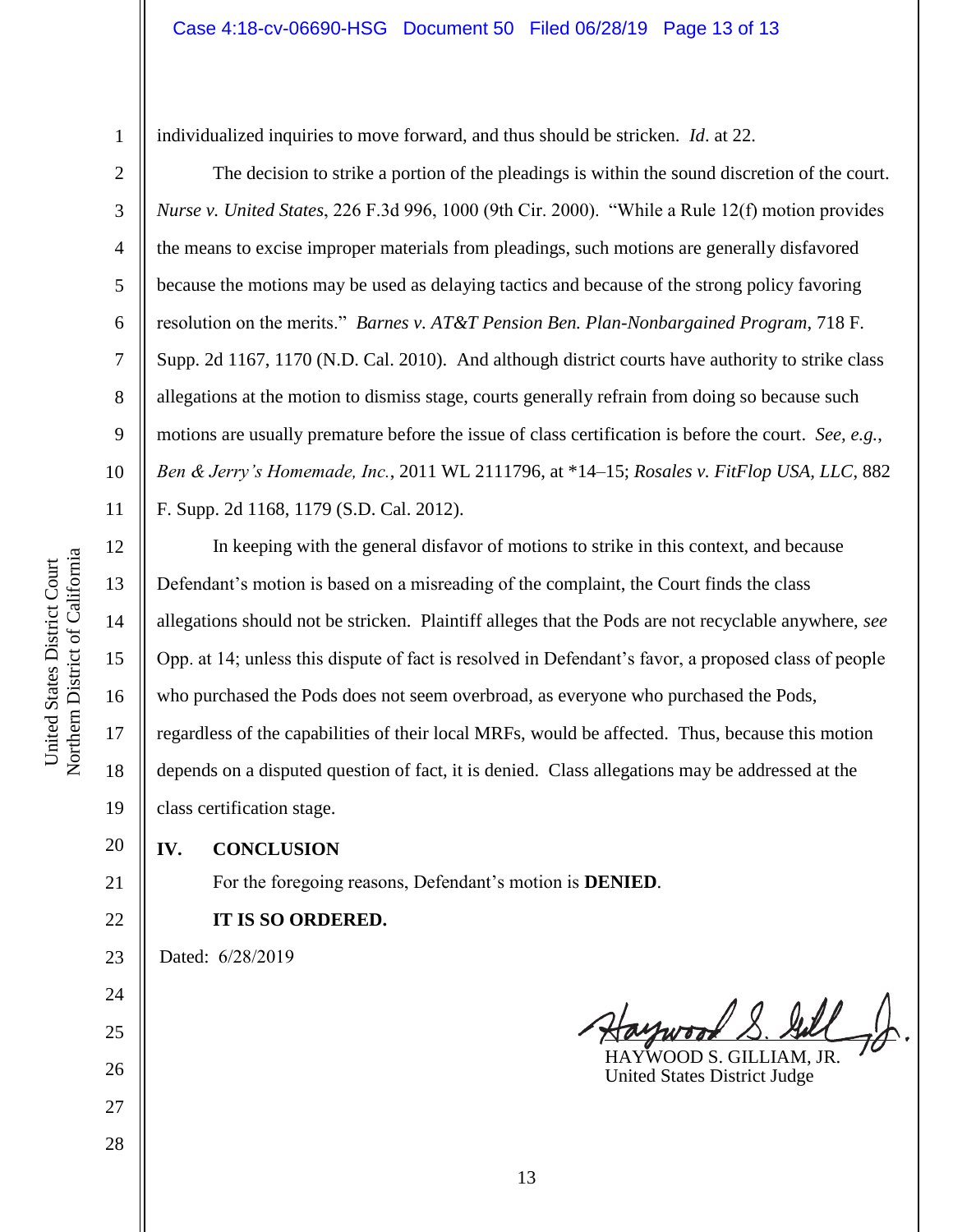individualized inquiries to move forward, and thus should be stricken. *Id*. at 22.

The decision to strike a portion of the pleadings is within the sound discretion of the court. *Nurse v. United States*, 226 F.3d 996, 1000 (9th Cir. 2000). "While a Rule 12(f) motion provides the means to excise improper materials from pleadings, such motions are generally disfavored because the motions may be used as delaying tactics and because of the strong policy favoring resolution on the merits." *Barnes v. AT&T Pension Ben. Plan-Nonbargained Program*, 718 F. Supp. 2d 1167, 1170 (N.D. Cal. 2010). And although district courts have authority to strike class allegations at the motion to dismiss stage, courts generally refrain from doing so because such motions are usually premature before the issue of class certification is before the court. *See, e.g.*, *Ben & Jerry's Homemade, Inc.*, 2011 WL 2111796, at *14–15; *Rosales v. FitFlop USA, LLC*, 882 F. Supp. 2d 1168, 1179 (S.D. Cal. 2012).

In keeping with the general disfavor of motions to strike in this context, and because Defendant's motion is based on a misreading of the complaint, the Court finds the class allegations should not be stricken. Plaintiff alleges that the Pods are not recyclable anywhere, *see* Opp. at 14; unless this dispute of fact is resolved in Defendant's favor, a proposed class of people who purchased the Pods does not seem overbroad, as everyone who purchased the Pods, regardless of the capabilities of their local MRFs, would be affected. Thus, because this motion depends on a disputed question of fact, it is denied. Class allegations may be addressed at the class certification stage.

## IV. CONCLUSION

For the foregoing reasons, Defendant's motion is **DENIED**.

**IT IS SO ORDERED.**

Dated: 6/28/2019

HAYWOOD S. GILLIAM, JR.
United States District Judge